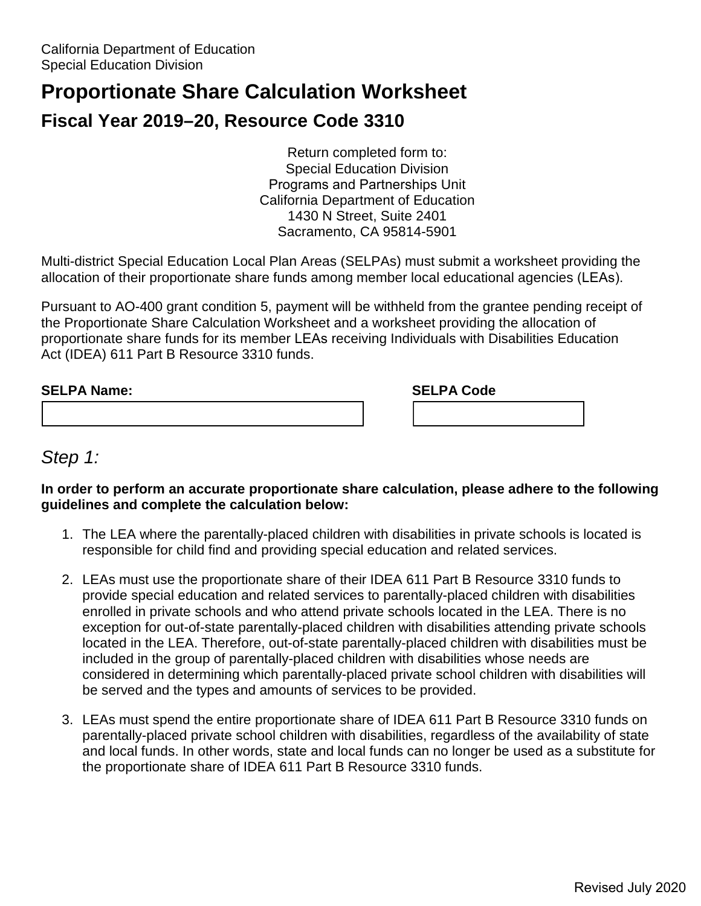California Department of Education
Special Education Division

# Proportionate Share Calculation Worksheet

## Fiscal Year 2019–20, Resource Code 3310

Return completed form to:
Special Education Division
Programs and Partnerships Unit
California Department of Education
1430 N Street, Suite 2401
Sacramento, CA 95814-5901

Multi-district Special Education Local Plan Areas (SELPAs) must submit a worksheet providing the allocation of their proportionate share funds among member local educational agencies (LEAs).

Pursuant to AO-400 grant condition 5, payment will be withheld from the grantee pending receipt of the Proportionate Share Calculation Worksheet and a worksheet providing the allocation of proportionate share funds for its member LEAs receiving Individuals with Disabilities Education Act (IDEA) 611 Part B Resource 3310 funds.

**SELPA Name:**

**SELPA Code**

## *Step 1:*

**In order to perform an accurate proportionate share calculation, please adhere to the following guidelines and complete the calculation below:**

1. The LEA where the parentally-placed children with disabilities in private schools is located is responsible for child find and providing special education and related services.

2. LEAs must use the proportionate share of their IDEA 611 Part B Resource 3310 funds to provide special education and related services to parentally-placed children with disabilities enrolled in private schools and who attend private schools located in the LEA. There is no exception for out-of-state parentally-placed children with disabilities attending private schools located in the LEA. Therefore, out-of-state parentally-placed children with disabilities must be included in the group of parentally-placed children with disabilities whose needs are considered in determining which parentally-placed private school children with disabilities will be served and the types and amounts of services to be provided.

3. LEAs must spend the entire proportionate share of IDEA 611 Part B Resource 3310 funds on parentally-placed private school children with disabilities, regardless of the availability of state and local funds. In other words, state and local funds can no longer be used as a substitute for the proportionate share of IDEA 611 Part B Resource 3310 funds.

Revised July 2020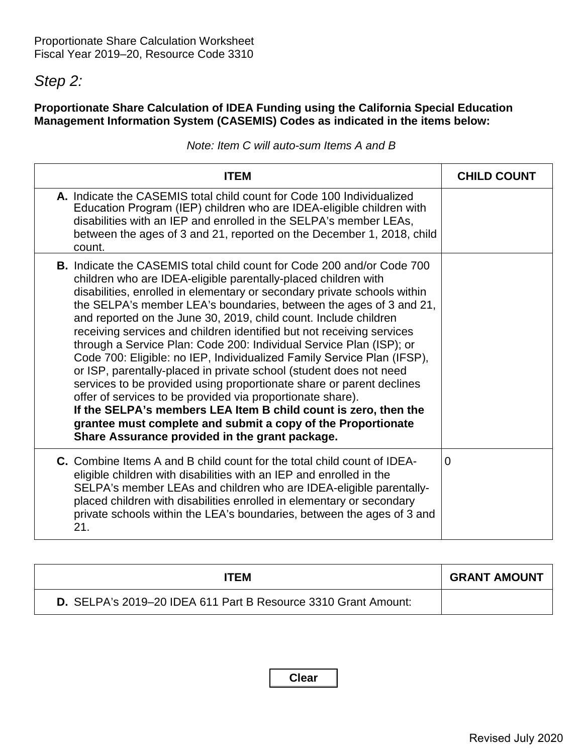Proportionate Share Calculation Worksheet
Fiscal Year 2019–20, Resource Code 3310

## *Step 2:*

**Proportionate Share Calculation of IDEA Funding using the California Special Education Management Information System (CASEMIS) Codes as indicated in the items below:**

*Note: Item C will auto-sum Items A and B*

| ITEM | CHILD COUNT |
|---|---|
| **A.** Indicate the CASEMIS total child count for Code 100 Individualized Education Program (IEP) children who are IDEA-eligible children with disabilities with an IEP and enrolled in the SELPA's member LEAs, between the ages of 3 and 21, reported on the December 1, 2018, child count. | |
| **B.** Indicate the CASEMIS total child count for Code 200 and/or Code 700 children who are IDEA-eligible parentally-placed children with disabilities, enrolled in elementary or secondary private schools within the SELPA's member LEA's boundaries, between the ages of 3 and 21, and reported on the June 30, 2019, child count. Include children receiving services and children identified but not receiving services through a Service Plan: Code 200: Individual Service Plan (ISP); or Code 700: Eligible: no IEP, Individualized Family Service Plan (IFSP), or ISP, parentally-placed in private school (student does not need services to be provided using proportionate share or parent declines offer of services to be provided via proportionate share). **If the SELPA's members LEA Item B child count is zero, then the grantee must complete and submit a copy of the Proportionate Share Assurance provided in the grant package.** | |
| **C.** Combine Items A and B child count for the total child count of IDEA-eligible children with disabilities with an IEP and enrolled in the SELPA's member LEAs and children who are IDEA-eligible parentally-placed children with disabilities enrolled in elementary or secondary private schools within the LEA's boundaries, between the ages of 3 and 21. | 0 |

| ITEM | GRANT AMOUNT |
|---|---|
| **D.** SELPA's 2019–20 IDEA 611 Part B Resource 3310 Grant Amount: | |

Clear

Revised July 2020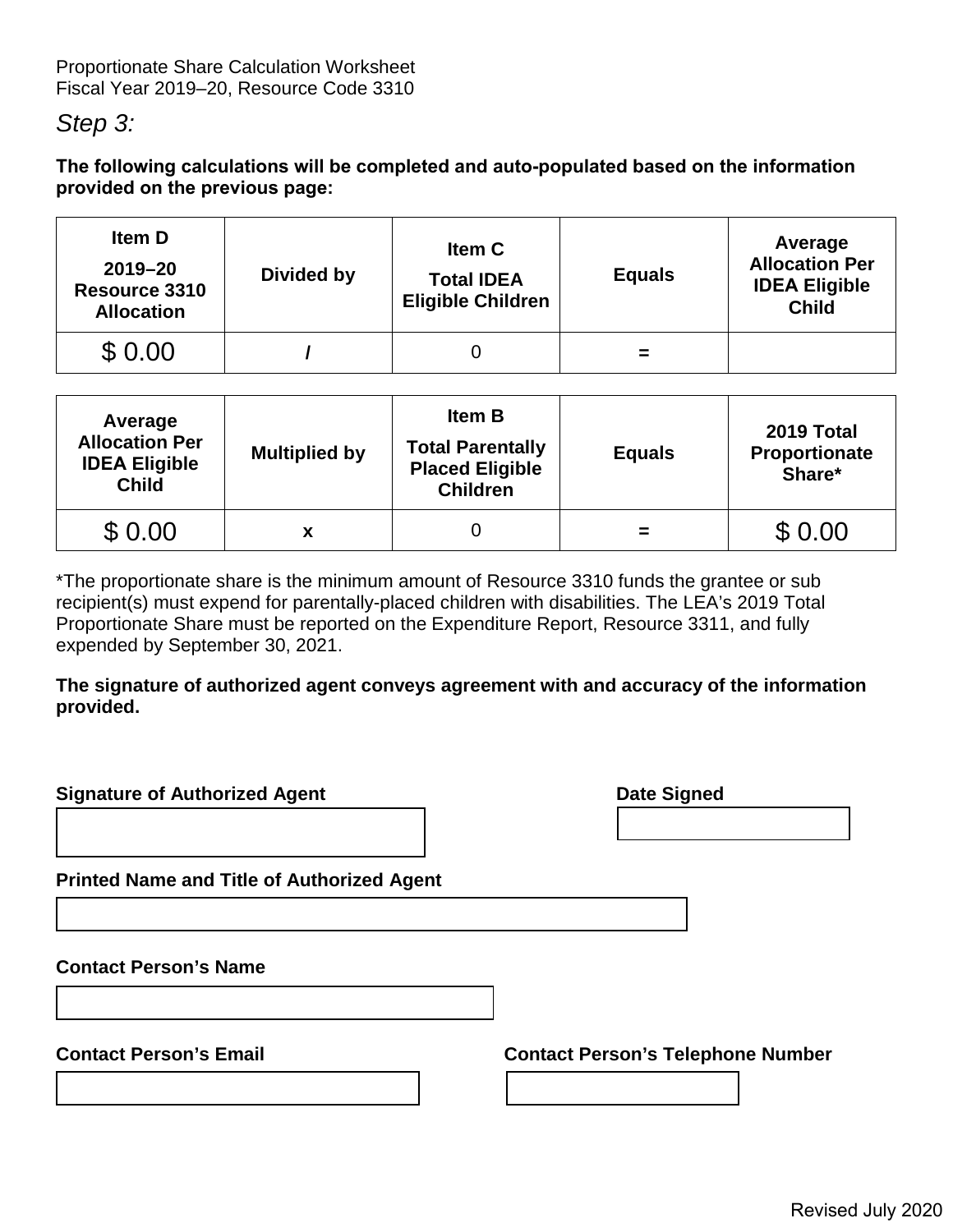Proportionate Share Calculation Worksheet
Fiscal Year 2019–20, Resource Code 3310

*Step 3:*

**The following calculations will be completed and auto-populated based on the information provided on the previous page:**

| **Item D** **2019–20 Resource 3310 Allocation** | **Divided by** | **Item C** **Total IDEA Eligible Children** | **Equals** | **Average Allocation Per IDEA Eligible Child** |
|---|---|---|---|---|
| $ 0.00 | / | 0 | = | |

| **Average Allocation Per IDEA Eligible Child** | **Multiplied by** | **Item B** **Total Parentally Placed Eligible Children** | **Equals** | **2019 Total Proportionate Share*** |
|---|---|---|---|---|
| $ 0.00 | x | 0 | = | $ 0.00 |

*The proportionate share is the minimum amount of Resource 3310 funds the grantee or sub recipient(s) must expend for parentally-placed children with disabilities. The LEA's 2019 Total Proportionate Share must be reported on the Expenditure Report, Resource 3311, and fully expended by September 30, 2021.

**The signature of authorized agent conveys agreement with and accuracy of the information provided.**

**Signature of Authorized Agent**

**Date Signed**

**Printed Name and Title of Authorized Agent**

**Contact Person's Name**

**Contact Person's Email**

**Contact Person's Telephone Number**

Revised July 2020